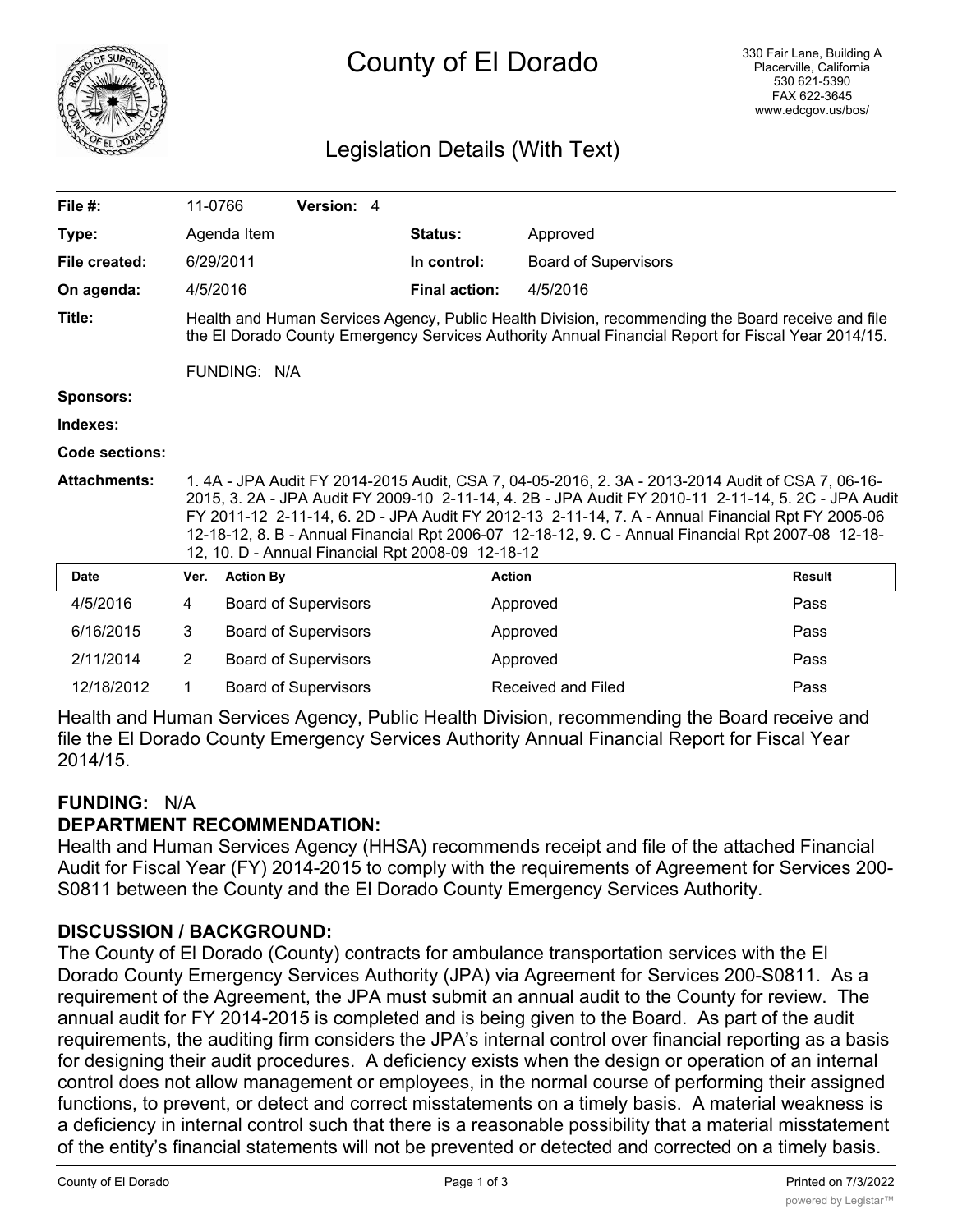# County of El Dorado

330 Fair Lane, Building A
Placerville, California
530 621-5390
FAX 622-3645
www.edcgov.us/bos/

## Legislation Details (With Text)

| | | | |
|---|---|---|---|
| **File #:** | 11-0766 **Version:** 4 | | |
| **Type:** | Agenda Item | **Status:** | Approved |
| **File created:** | 6/29/2011 | **In control:** | Board of Supervisors |
| **On agenda:** | 4/5/2016 | **Final action:** | 4/5/2016 |

**Title:** Health and Human Services Agency, Public Health Division, recommending the Board receive and file the El Dorado County Emergency Services Authority Annual Financial Report for Fiscal Year 2014/15.

FUNDING: N/A

**Sponsors:**

**Indexes:**

**Code sections:**

**Attachments:** 1. 4A - JPA Audit FY 2014-2015 Audit, CSA 7, 04-05-2016, 2. 3A - 2013-2014 Audit of CSA 7, 06-16-2015, 3. 2A - JPA Audit FY 2009-10 2-11-14, 4. 2B - JPA Audit FY 2010-11 2-11-14, 5. 2C - JPA Audit FY 2011-12 2-11-14, 6. 2D - JPA Audit FY 2012-13 2-11-14, 7. A - Annual Financial Rpt FY 2005-06 12-18-12, 8. B - Annual Financial Rpt 2006-07 12-18-12, 9. C - Annual Financial Rpt 2007-08 12-18-12, 10. D - Annual Financial Rpt 2008-09 12-18-12

| Date | Ver. | Action By | Action | Result |
|---|---|---|---|---|
| 4/5/2016 | 4 | Board of Supervisors | Approved | Pass |
| 6/16/2015 | 3 | Board of Supervisors | Approved | Pass |
| 2/11/2014 | 2 | Board of Supervisors | Approved | Pass |
| 12/18/2012 | 1 | Board of Supervisors | Received and Filed | Pass |

Health and Human Services Agency, Public Health Division, recommending the Board receive and file the El Dorado County Emergency Services Authority Annual Financial Report for Fiscal Year 2014/15.

**FUNDING:** N/A

**DEPARTMENT RECOMMENDATION:**

Health and Human Services Agency (HHSA) recommends receipt and file of the attached Financial Audit for Fiscal Year (FY) 2014-2015 to comply with the requirements of Agreement for Services 200-S0811 between the County and the El Dorado County Emergency Services Authority.

**DISCUSSION / BACKGROUND:**

The County of El Dorado (County) contracts for ambulance transportation services with the El Dorado County Emergency Services Authority (JPA) via Agreement for Services 200-S0811. As a requirement of the Agreement, the JPA must submit an annual audit to the County for review. The annual audit for FY 2014-2015 is completed and is being given to the Board. As part of the audit requirements, the auditing firm considers the JPA's internal control over financial reporting as a basis for designing their audit procedures. A deficiency exists when the design or operation of an internal control does not allow management or employees, in the normal course of performing their assigned functions, to prevent, or detect and correct misstatements on a timely basis. A material weakness is a deficiency in internal control such that there is a reasonable possibility that a material misstatement of the entity's financial statements will not be prevented or detected and corrected on a timely basis.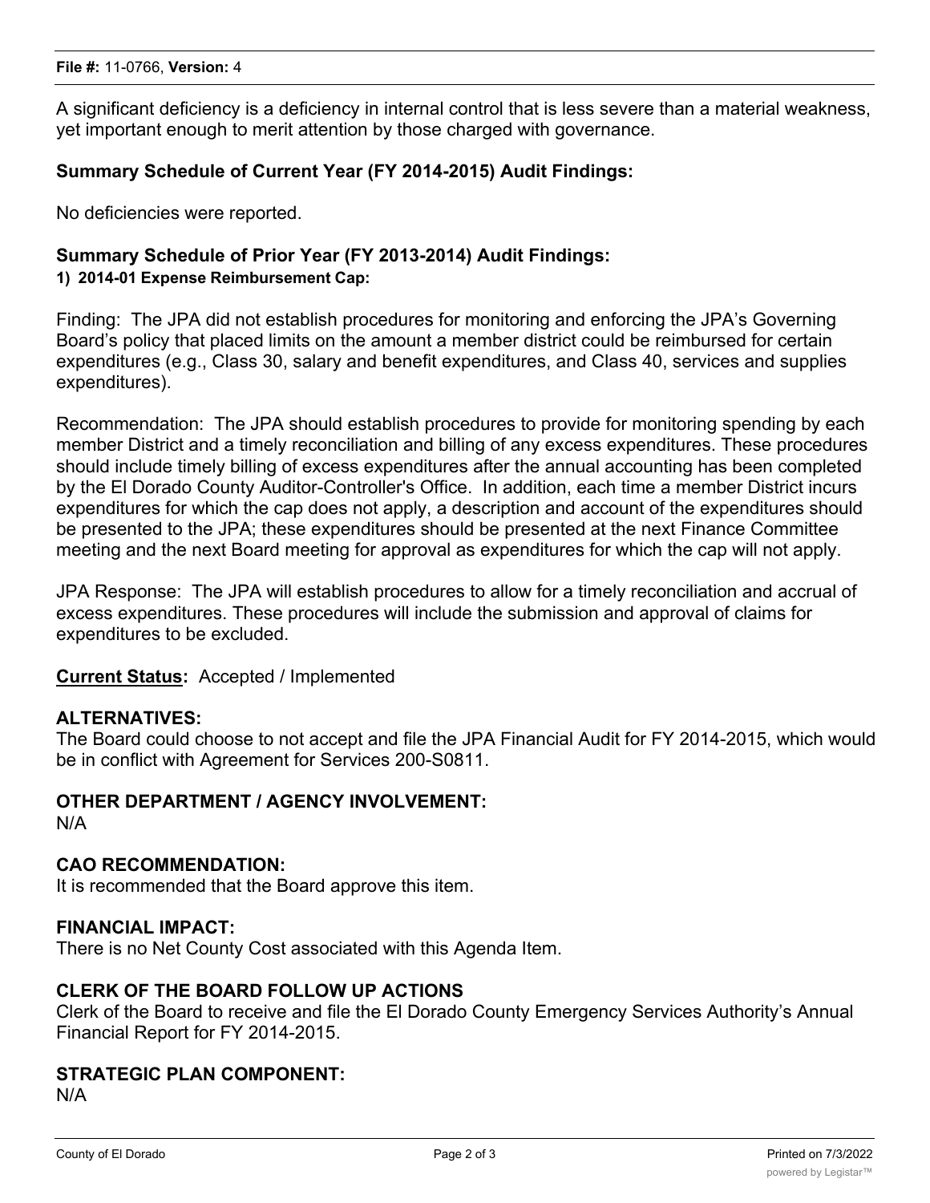**File #:** 11-0766, **Version:** 4

A significant deficiency is a deficiency in internal control that is less severe than a material weakness, yet important enough to merit attention by those charged with governance.

**Summary Schedule of Current Year (FY 2014-2015) Audit Findings:**

No deficiencies were reported.

**Summary Schedule of Prior Year (FY 2013-2014) Audit Findings:**

**1) 2014-01 Expense Reimbursement Cap:**

Finding: The JPA did not establish procedures for monitoring and enforcing the JPA's Governing Board's policy that placed limits on the amount a member district could be reimbursed for certain expenditures (e.g., Class 30, salary and benefit expenditures, and Class 40, services and supplies expenditures).

Recommendation: The JPA should establish procedures to provide for monitoring spending by each member District and a timely reconciliation and billing of any excess expenditures. These procedures should include timely billing of excess expenditures after the annual accounting has been completed by the El Dorado County Auditor-Controller's Office. In addition, each time a member District incurs expenditures for which the cap does not apply, a description and account of the expenditures should be presented to the JPA; these expenditures should be presented at the next Finance Committee meeting and the next Board meeting for approval as expenditures for which the cap will not apply.

JPA Response: The JPA will establish procedures to allow for a timely reconciliation and accrual of excess expenditures. These procedures will include the submission and approval of claims for expenditures to be excluded.

**Current Status:** Accepted / Implemented

**ALTERNATIVES:**

The Board could choose to not accept and file the JPA Financial Audit for FY 2014-2015, which would be in conflict with Agreement for Services 200-S0811.

**OTHER DEPARTMENT / AGENCY INVOLVEMENT:**

N/A

**CAO RECOMMENDATION:**

It is recommended that the Board approve this item.

**FINANCIAL IMPACT:**

There is no Net County Cost associated with this Agenda Item.

**CLERK OF THE BOARD FOLLOW UP ACTIONS**

Clerk of the Board to receive and file the El Dorado County Emergency Services Authority's Annual Financial Report for FY 2014-2015.

**STRATEGIC PLAN COMPONENT:**

N/A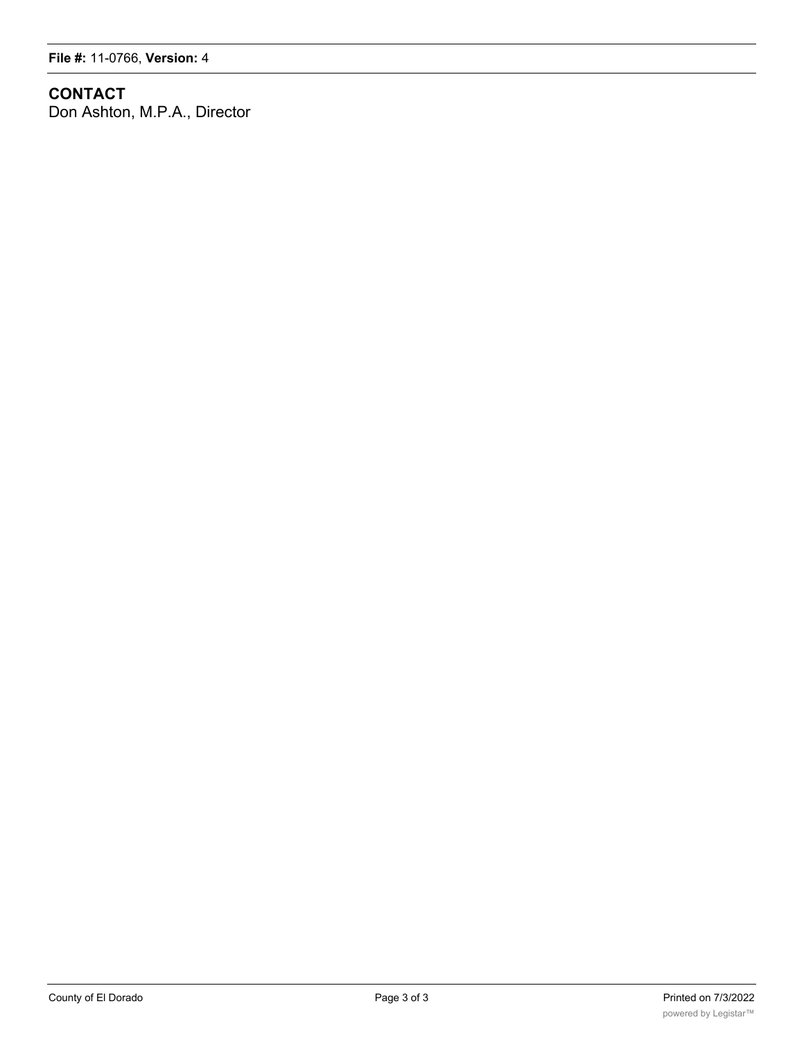## CONTACT

Don Ashton, M.P.A., Director